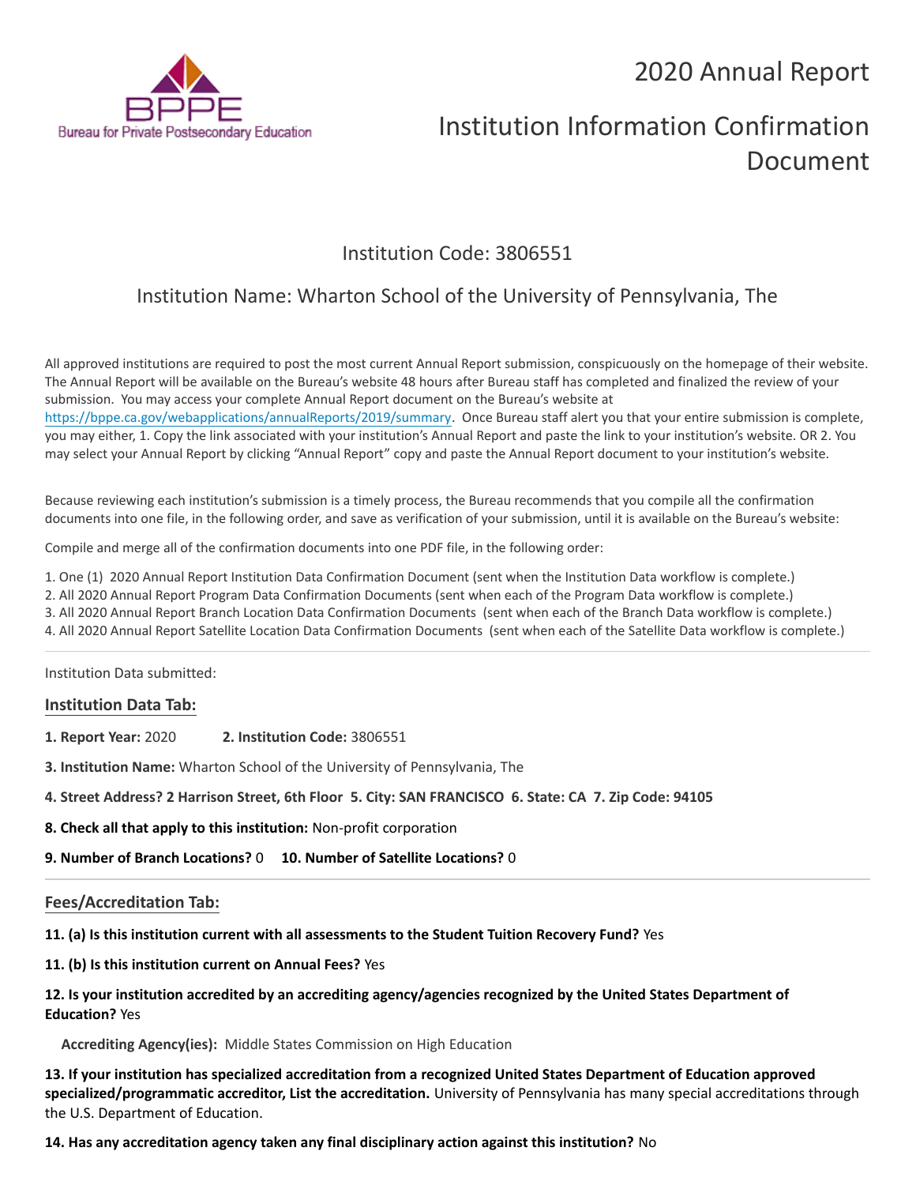Bureau for Private Postsecondary Education

# 2020 Annual Report

# Institution Information Confirmation Document

## Institution Code: 3806551

## Institution Name: Wharton School of the University of Pennsylvania, The

All approved institutions are required to post the most current Annual Report submission, conspicuously on the homepage of their website. The Annual Report will be available on the Bureau's website 48 hours after Bureau staff has completed and finalized the review of your submission. You may access your complete Annual Report document on the Bureau's website at https://bppe.ca.gov/webapplications/annualReports/2019/summary. Once Bureau staff alert you that your entire submission is complete, you may either, 1. Copy the link associated with your institution's Annual Report and paste the link to your institution's website. OR 2. You may select your Annual Report by clicking "Annual Report" copy and paste the Annual Report document to your institution's website.

Because reviewing each institution's submission is a timely process, the Bureau recommends that you compile all the confirmation documents into one file, in the following order, and save as verification of your submission, until it is available on the Bureau's website:

Compile and merge all of the confirmation documents into one PDF file, in the following order:

1. One (1) 2020 Annual Report Institution Data Confirmation Document (sent when the Institution Data workflow is complete.)
2. All 2020 Annual Report Program Data Confirmation Documents (sent when each of the Program Data workflow is complete.)
3. All 2020 Annual Report Branch Location Data Confirmation Documents (sent when each of the Branch Data workflow is complete.)
4. All 2020 Annual Report Satellite Location Data Confirmation Documents (sent when each of the Satellite Data workflow is complete.)

---

Institution Data submitted:

### Institution Data Tab:

**1. Report Year:** 2020 **2. Institution Code:** 3806551

**3. Institution Name:** Wharton School of the University of Pennsylvania, The

**4. Street Address? 2 Harrison Street, 6th Floor 5. City: SAN FRANCISCO 6. State: CA 7. Zip Code: 94105**

**8. Check all that apply to this institution:** Non-profit corporation

**9. Number of Branch Locations?** 0 **10. Number of Satellite Locations?** 0

---

### Fees/Accreditation Tab:

**11. (a) Is this institution current with all assessments to the Student Tuition Recovery Fund?** Yes

**11. (b) Is this institution current on Annual Fees?** Yes

**12. Is your institution accredited by an accrediting agency/agencies recognized by the United States Department of Education?** Yes

**Accrediting Agency(ies):** Middle States Commission on High Education

**13. If your institution has specialized accreditation from a recognized United States Department of Education approved specialized/programmatic accreditor, List the accreditation.** University of Pennsylvania has many special accreditations through the U.S. Department of Education.

**14. Has any accreditation agency taken any final disciplinary action against this institution?** No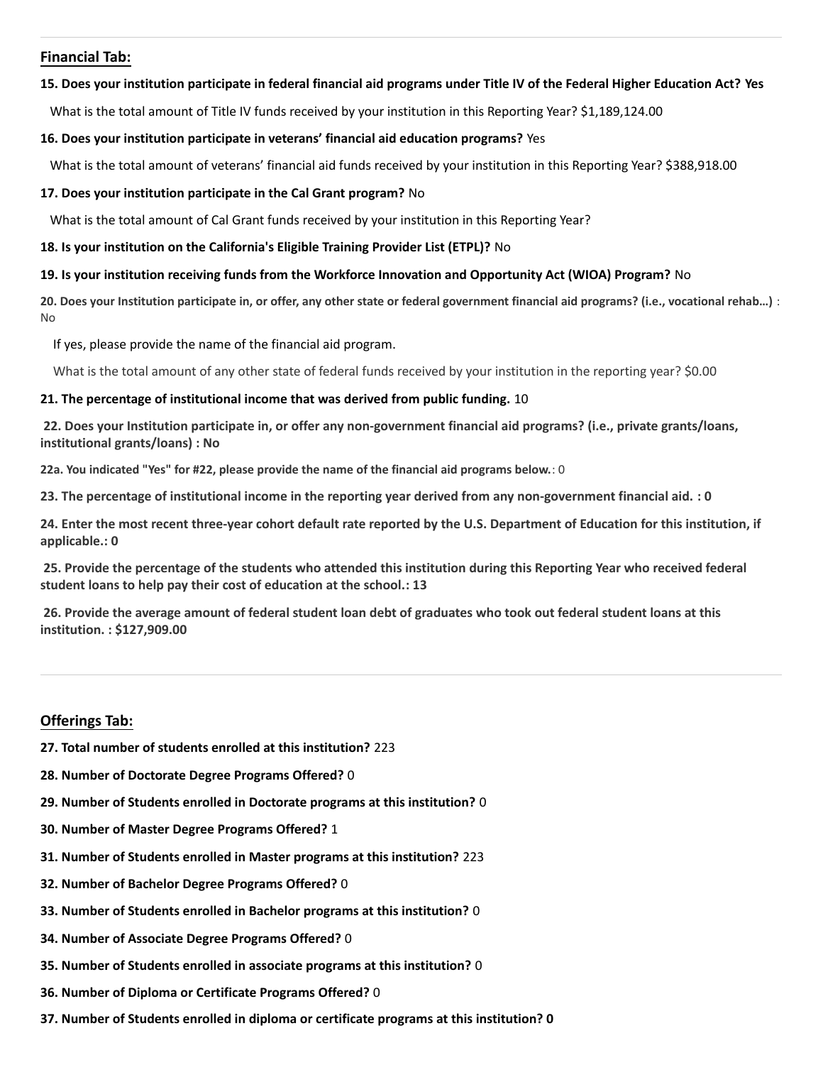## Financial Tab:

**15. Does your institution participate in federal financial aid programs under Title IV of the Federal Higher Education Act? Yes**

What is the total amount of Title IV funds received by your institution in this Reporting Year? $1,189,124.00

**16. Does your institution participate in veterans' financial aid education programs?** Yes

What is the total amount of veterans' financial aid funds received by your institution in this Reporting Year? $388,918.00

**17. Does your institution participate in the Cal Grant program?** No

What is the total amount of Cal Grant funds received by your institution in this Reporting Year?

**18. Is your institution on the California's Eligible Training Provider List (ETPL)?** No

**19. Is your institution receiving funds from the Workforce Innovation and Opportunity Act (WIOA) Program?** No

**20. Does your Institution participate in, or offer, any other state or federal government financial aid programs? (i.e., vocational rehab...)** : No

If yes, please provide the name of the financial aid program.

What is the total amount of any other state of federal funds received by your institution in the reporting year? $0.00

**21. The percentage of institutional income that was derived from public funding.** 10

**22. Does your Institution participate in, or offer any non-government financial aid programs? (i.e., private grants/loans, institutional grants/loans) : No**

**22a. You indicated "Yes" for #22, please provide the name of the financial aid programs below.**: 0

**23. The percentage of institutional income in the reporting year derived from any non-government financial aid. : 0**

**24. Enter the most recent three-year cohort default rate reported by the U.S. Department of Education for this institution, if applicable.: 0**

**25. Provide the percentage of the students who attended this institution during this Reporting Year who received federal student loans to help pay their cost of education at the school.: 13**

**26. Provide the average amount of federal student loan debt of graduates who took out federal student loans at this institution. : $127,909.00**

## Offerings Tab:

**27. Total number of students enrolled at this institution?** 223

**28. Number of Doctorate Degree Programs Offered?** 0

**29. Number of Students enrolled in Doctorate programs at this institution?** 0

**30. Number of Master Degree Programs Offered?** 1

**31. Number of Students enrolled in Master programs at this institution?** 223

**32. Number of Bachelor Degree Programs Offered?** 0

**33. Number of Students enrolled in Bachelor programs at this institution?** 0

**34. Number of Associate Degree Programs Offered?** 0

**35. Number of Students enrolled in associate programs at this institution?** 0

**36. Number of Diploma or Certificate Programs Offered?** 0

**37. Number of Students enrolled in diploma or certificate programs at this institution? 0**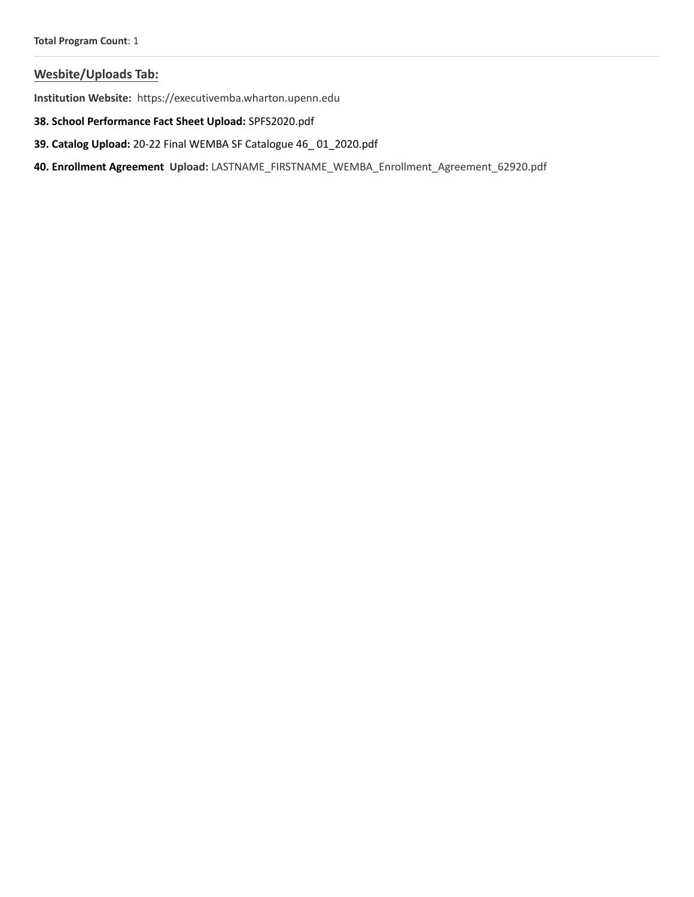**Total Program Count**: 1

---

## Wesbite/Uploads Tab:

**Institution Website:** https://executivemba.wharton.upenn.edu

**38. School Performance Fact Sheet Upload:** SPFS2020.pdf

**39. Catalog Upload:** 20-22 Final WEMBA SF Catalogue 46_ 01_2020.pdf

**40. Enrollment Agreement Upload:** LASTNAME_FIRSTNAME_WEMBA_Enrollment_Agreement_62920.pdf